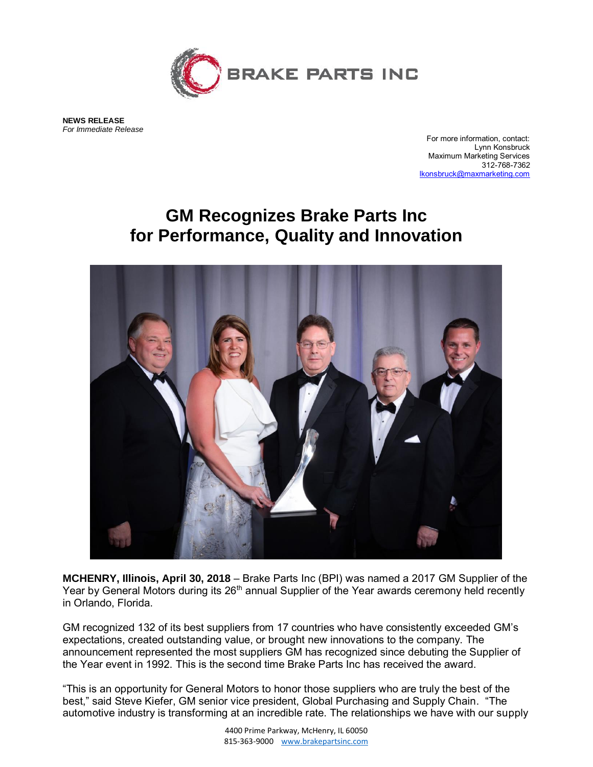BRAKE PARTS INC

**NEWS RELEASE**
*For Immediate Release*

For more information, contact:
Lynn Konsbruck
Maximum Marketing Services
312-768-7362
lkonsbruck@maxmarketing.com

# GM Recognizes Brake Parts Inc for Performance, Quality and Innovation

**MCHENRY, Illinois, April 30, 2018** – Brake Parts Inc (BPI) was named a 2017 GM Supplier of the Year by General Motors during its 26th annual Supplier of the Year awards ceremony held recently in Orlando, Florida.

GM recognized 132 of its best suppliers from 17 countries who have consistently exceeded GM's expectations, created outstanding value, or brought new innovations to the company. The announcement represented the most suppliers GM has recognized since debuting the Supplier of the Year event in 1992. This is the second time Brake Parts Inc has received the award.

"This is an opportunity for General Motors to honor those suppliers who are truly the best of the best," said Steve Kiefer, GM senior vice president, Global Purchasing and Supply Chain. "The automotive industry is transforming at an incredible rate. The relationships we have with our supply

4400 Prime Parkway, McHenry, IL 60050
815-363-9000 www.brakepartsinc.com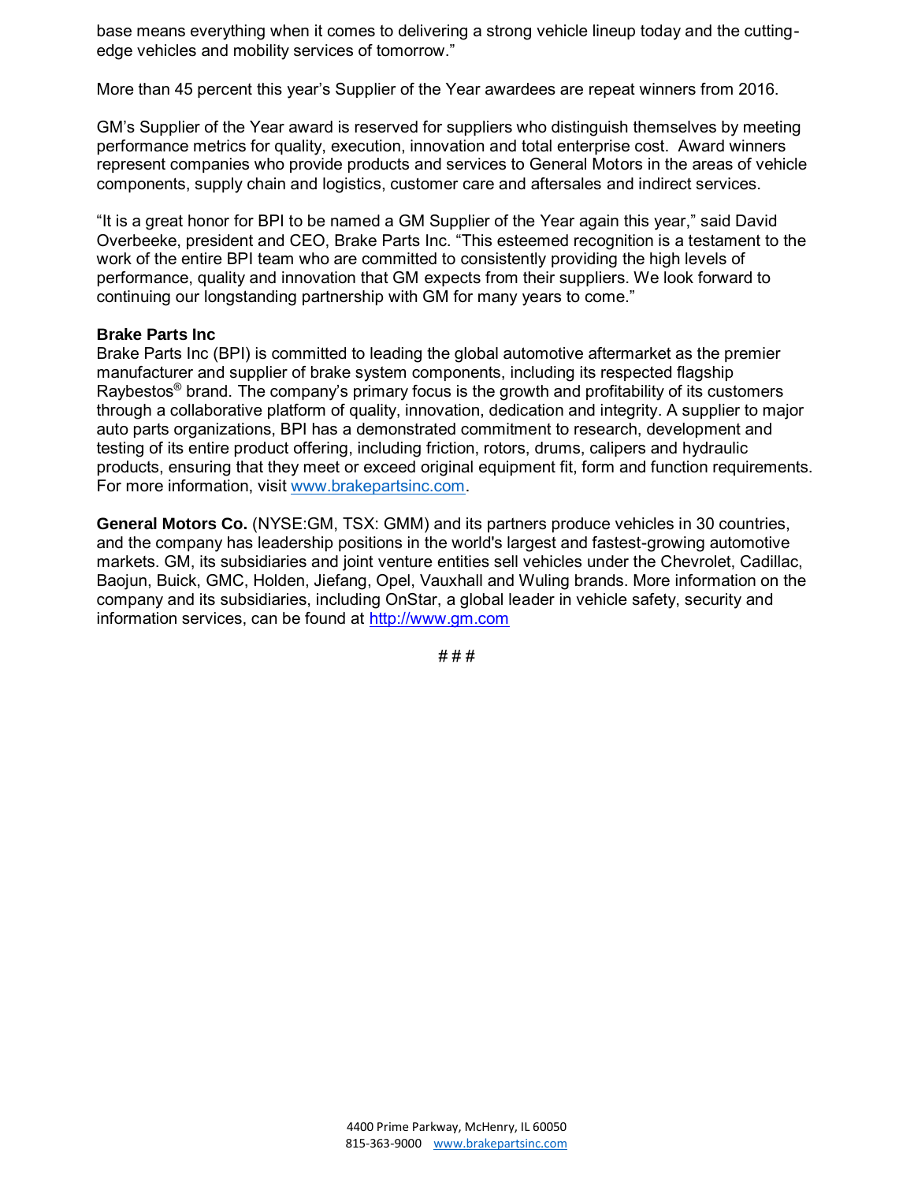base means everything when it comes to delivering a strong vehicle lineup today and the cutting-edge vehicles and mobility services of tomorrow."

More than 45 percent this year's Supplier of the Year awardees are repeat winners from 2016.

GM's Supplier of the Year award is reserved for suppliers who distinguish themselves by meeting performance metrics for quality, execution, innovation and total enterprise cost. Award winners represent companies who provide products and services to General Motors in the areas of vehicle components, supply chain and logistics, customer care and aftersales and indirect services.

"It is a great honor for BPI to be named a GM Supplier of the Year again this year," said David Overbeeke, president and CEO, Brake Parts Inc. "This esteemed recognition is a testament to the work of the entire BPI team who are committed to consistently providing the high levels of performance, quality and innovation that GM expects from their suppliers. We look forward to continuing our longstanding partnership with GM for many years to come."

**Brake Parts Inc**
Brake Parts Inc (BPI) is committed to leading the global automotive aftermarket as the premier manufacturer and supplier of brake system components, including its respected flagship Raybestos® brand. The company's primary focus is the growth and profitability of its customers through a collaborative platform of quality, innovation, dedication and integrity. A supplier to major auto parts organizations, BPI has a demonstrated commitment to research, development and testing of its entire product offering, including friction, rotors, drums, calipers and hydraulic products, ensuring that they meet or exceed original equipment fit, form and function requirements. For more information, visit www.brakepartsinc.com.

**General Motors Co.** (NYSE:GM, TSX: GMM) and its partners produce vehicles in 30 countries, and the company has leadership positions in the world's largest and fastest-growing automotive markets. GM, its subsidiaries and joint venture entities sell vehicles under the Chevrolet, Cadillac, Baojun, Buick, GMC, Holden, Jiefang, Opel, Vauxhall and Wuling brands. More information on the company and its subsidiaries, including OnStar, a global leader in vehicle safety, security and information services, can be found at http://www.gm.com

# # #

4400 Prime Parkway, McHenry, IL 60050
815-363-9000 www.brakepartsinc.com